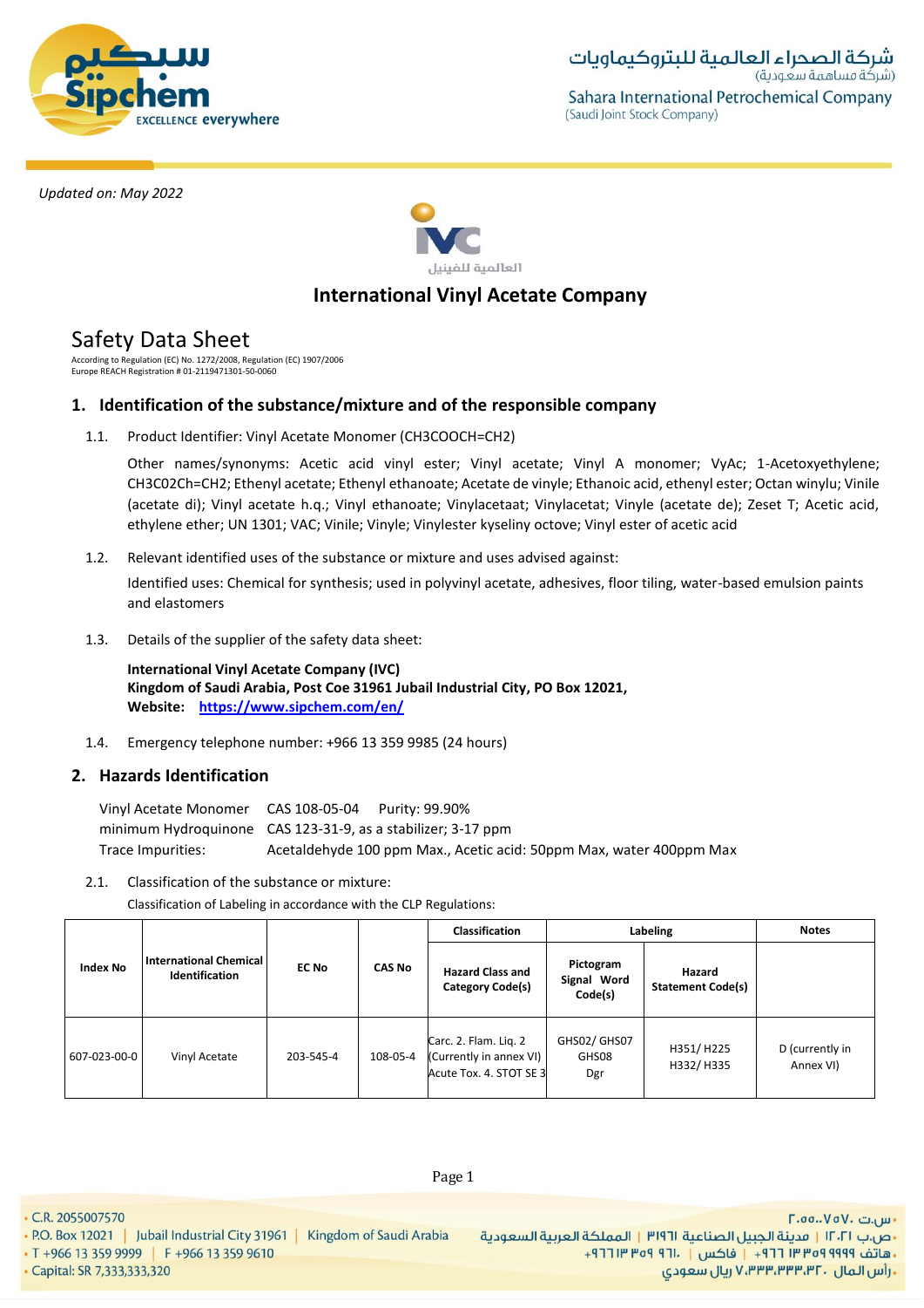Updated on: May 2022

International Vinyl Acetate Company

# Safety Data Sheet

According to Regulation (EC) No. 1272/2008, Regulation (EC) 1907/2006
Europe REACH Registration # 01-2119471301-50-0060

## 1. Identification of the substance/mixture and of the responsible company

1.1. Product Identifier: Vinyl Acetate Monomer (CH3COOCH=CH2)

Other names/synonyms: Acetic acid vinyl ester; Vinyl acetate; Vinyl A monomer; VyAc; 1-Acetoxyethylene; CH3C02Ch=CH2; Ethenyl acetate; Ethenyl ethanoate; Acetate de vinyle; Ethanoic acid, ethenyl ester; Octan winylu; Vinile (acetate di); Vinyl acetate h.q.; Vinyl ethanoate; Vinylacetaat; Vinylacetat; Vinyle (acetate de); Zeset T; Acetic acid, ethylene ether; UN 1301; VAC; Vinile; Vinyle; Vinylester kyseliny octove; Vinyl ester of acetic acid

1.2. Relevant identified uses of the substance or mixture and uses advised against:

Identified uses: Chemical for synthesis; used in polyvinyl acetate, adhesives, floor tiling, water-based emulsion paints and elastomers

1.3. Details of the supplier of the safety data sheet:

**International Vinyl Acetate Company (IVC)**
**Kingdom of Saudi Arabia, Post Coe 31961 Jubail Industrial City, PO Box 12021,**
**Website:** https://www.sipchem.com/en/

1.4. Emergency telephone number: +966 13 359 9985 (24 hours)

## 2. Hazards Identification

| | | |
|---|---|---|
| Vinyl Acetate Monomer | CAS 108-05-04 | Purity: 99.90% |
| minimum Hydroquinone | CAS 123-31-9, as a stabilizer; 3-17 ppm | |
| Trace Impurities: | Acetaldehyde 100 ppm Max., Acetic acid: 50ppm Max, water 400ppm Max | |

2.1. Classification of the substance or mixture:

Classification of Labeling in accordance with the CLP Regulations:

| Index No | International Chemical Identification | EC No | CAS No | Classification | Labeling | | Notes |
|---|---|---|---|---|---|---|---|
| | | | | Hazard Class and Category Code(s) | Pictogram Signal Word Code(s) | Hazard Statement Code(s) | |
| 607-023-00-0 | Vinyl Acetate | 203-545-4 | 108-05-4 | Carc. 2. Flam. Liq. 2 (Currently in annex VI) Acute Tox. 4. STOT SE 3 | GHS02/ GHS07 GHS08 Dgr | H351/ H225 H332/ H335 | D (currently in Annex VI) |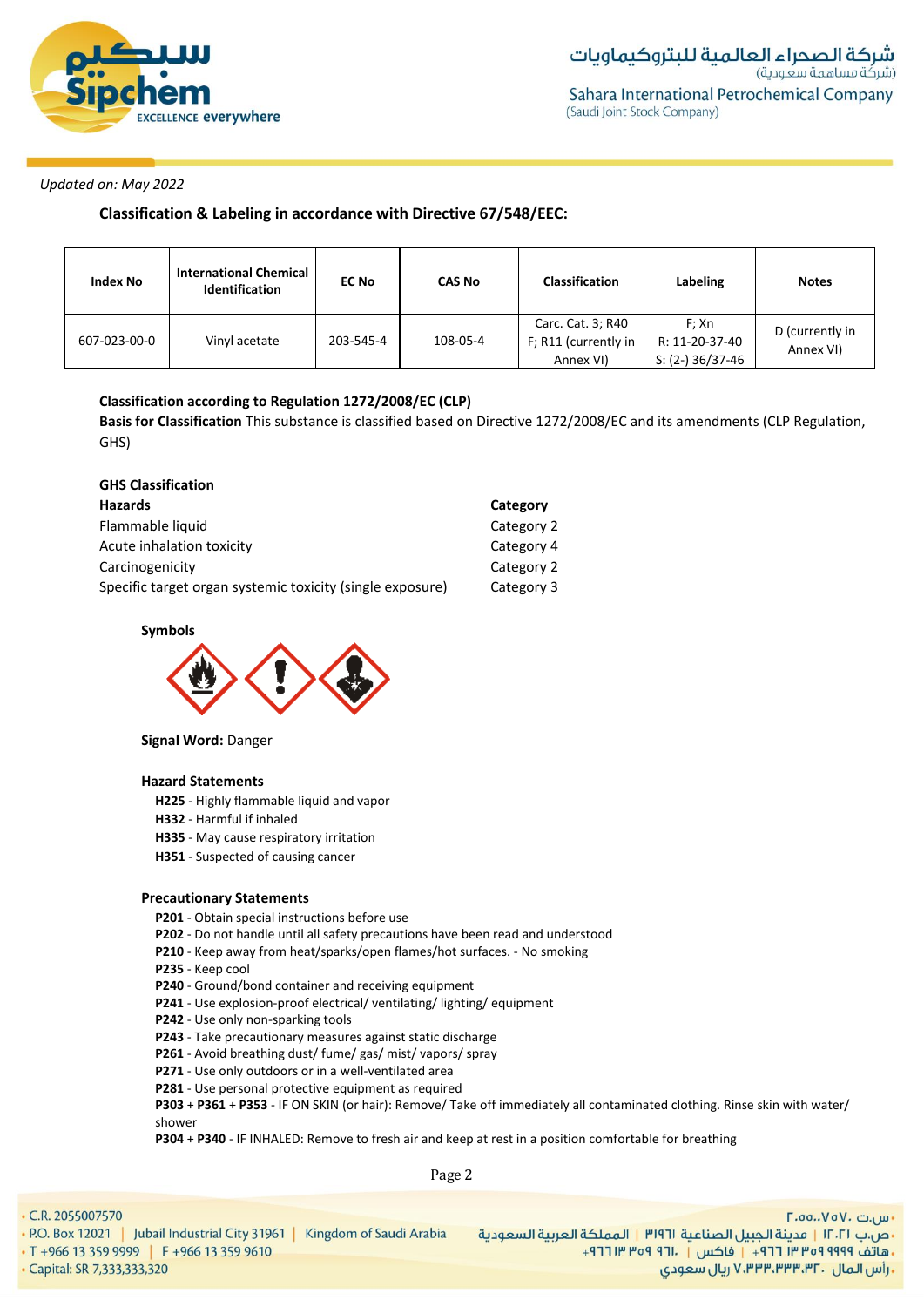*Updated on: May 2022*

### Classification & Labeling in accordance with Directive 67/548/EEC:

| Index No | International Chemical Identification | EC No | CAS No | Classification | Labeling | Notes |
|---|---|---|---|---|---|---|
| 607-023-00-0 | Vinyl acetate | 203-545-4 | 108-05-4 | Carc. Cat. 3; R40 F; R11 (currently in Annex VI) | F; Xn R: 11-20-37-40 S: (2-) 36/37-46 | D (currently in Annex VI) |

**Classification according to Regulation 1272/2008/EC (CLP)**

**Basis for Classification** This substance is classified based on Directive 1272/2008/EC and its amendments (CLP Regulation, GHS)

**GHS Classification**

| Hazards | Category |
|---|---|
| Flammable liquid | Category 2 |
| Acute inhalation toxicity | Category 4 |
| Carcinogenicity | Category 2 |
| Specific target organ systemic toxicity (single exposure) | Category 3 |

**Symbols**

**Signal Word:** Danger

**Hazard Statements**

**H225** - Highly flammable liquid and vapor
**H332** - Harmful if inhaled
**H335** - May cause respiratory irritation
**H351** - Suspected of causing cancer

**Precautionary Statements**

**P201** - Obtain special instructions before use
**P202** - Do not handle until all safety precautions have been read and understood
**P210** - Keep away from heat/sparks/open flames/hot surfaces. - No smoking
**P235** - Keep cool
**P240** - Ground/bond container and receiving equipment
**P241** - Use explosion-proof electrical/ ventilating/ lighting/ equipment
**P242** - Use only non-sparking tools
**P243** - Take precautionary measures against static discharge
**P261** - Avoid breathing dust/ fume/ gas/ mist/ vapors/ spray
**P271** - Use only outdoors or in a well-ventilated area
**P281** - Use personal protective equipment as required
**P303** + **P361** + **P353** - IF ON SKIN (or hair): Remove/ Take off immediately all contaminated clothing. Rinse skin with water/ shower
**P304** + **P340** - IF INHALED: Remove to fresh air and keep at rest in a position comfortable for breathing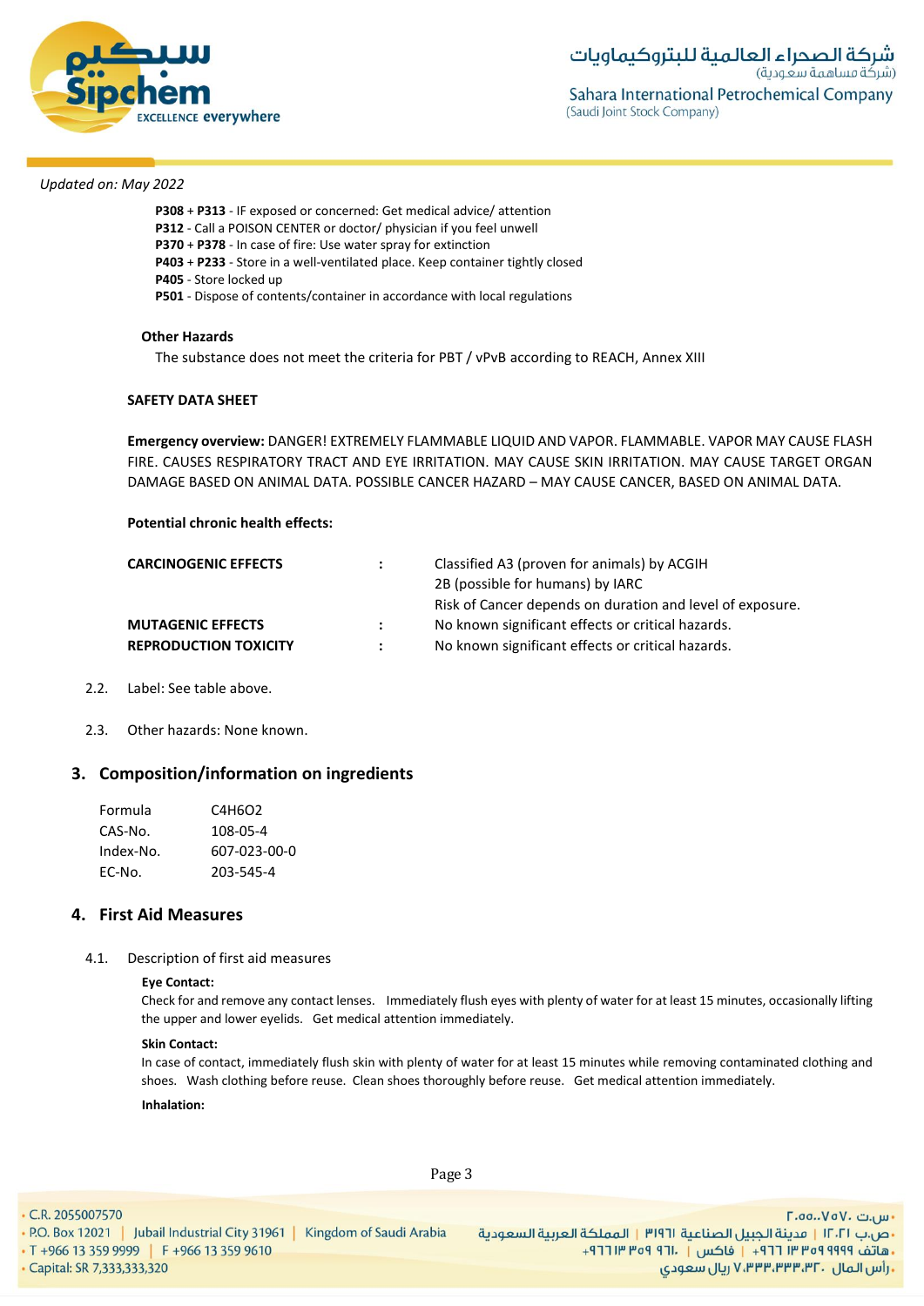*Updated on: May 2022*

**P308** + **P313** - IF exposed or concerned: Get medical advice/ attention
**P312** - Call a POISON CENTER or doctor/ physician if you feel unwell
**P370** + **P378** - In case of fire: Use water spray for extinction
**P403** + **P233** - Store in a well-ventilated place. Keep container tightly closed
**P405** - Store locked up
**P501** - Dispose of contents/container in accordance with local regulations

**Other Hazards**

The substance does not meet the criteria for PBT / vPvB according to REACH, Annex XIII

**SAFETY DATA SHEET**

**Emergency overview:** DANGER! EXTREMELY FLAMMABLE LIQUID AND VAPOR. FLAMMABLE. VAPOR MAY CAUSE FLASH FIRE. CAUSES RESPIRATORY TRACT AND EYE IRRITATION. MAY CAUSE SKIN IRRITATION. MAY CAUSE TARGET ORGAN DAMAGE BASED ON ANIMAL DATA. POSSIBLE CANCER HAZARD – MAY CAUSE CANCER, BASED ON ANIMAL DATA.

**Potential chronic health effects:**

| | | |
|---|---|---|
| **CARCINOGENIC EFFECTS** | : | Classified A3 (proven for animals) by ACGIH<br>2B (possible for humans) by IARC<br>Risk of Cancer depends on duration and level of exposure. |
| **MUTAGENIC EFFECTS** | : | No known significant effects or critical hazards. |
| **REPRODUCTION TOXICITY** | : | No known significant effects or critical hazards. |

2.2. Label: See table above.

2.3. Other hazards: None known.

## 3. Composition/information on ingredients

| | |
|---|---|
| Formula | $C_4H_6O_2$ |
| CAS-No. | 108-05-4 |
| Index-No. | 607-023-00-0 |
| EC-No. | 203-545-4 |

## 4. First Aid Measures

4.1. Description of first aid measures

**Eye Contact:**

Check for and remove any contact lenses. Immediately flush eyes with plenty of water for at least 15 minutes, occasionally lifting the upper and lower eyelids. Get medical attention immediately.

**Skin Contact:**

In case of contact, immediately flush skin with plenty of water for at least 15 minutes while removing contaminated clothing and shoes. Wash clothing before reuse. Clean shoes thoroughly before reuse. Get medical attention immediately.

**Inhalation:**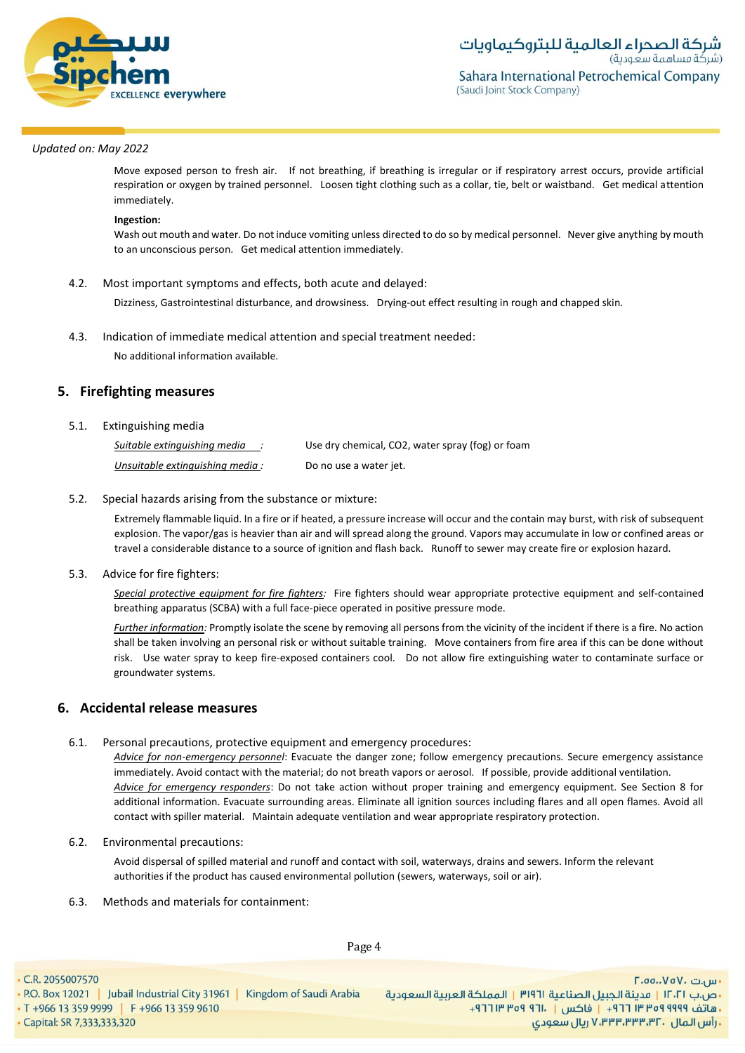Updated on: May 2022

Move exposed person to fresh air. If not breathing, if breathing is irregular or if respiratory arrest occurs, provide artificial respiration or oxygen by trained personnel. Loosen tight clothing such as a collar, tie, belt or waistband. Get medical attention immediately.

**Ingestion:**

Wash out mouth and water. Do not induce vomiting unless directed to do so by medical personnel. Never give anything by mouth to an unconscious person. Get medical attention immediately.

4.2. Most important symptoms and effects, both acute and delayed:

Dizziness, Gastrointestinal disturbance, and drowsiness. Drying-out effect resulting in rough and chapped skin.

4.3. Indication of immediate medical attention and special treatment needed:

No additional information available.

## 5. Firefighting measures

5.1. Extinguishing media

| | |
|---|---|
| *Suitable extinguishing media* : | Use dry chemical, $CO_2$, water spray (fog) or foam |
| *Unsuitable extinguishing media* : | Do no use a water jet. |

5.2. Special hazards arising from the substance or mixture:

Extremely flammable liquid. In a fire or if heated, a pressure increase will occur and the contain may burst, with risk of subsequent explosion. The vapor/gas is heavier than air and will spread along the ground. Vapors may accumulate in low or confined areas or travel a considerable distance to a source of ignition and flash back. Runoff to sewer may create fire or explosion hazard.

5.3. Advice for fire fighters:

*Special protective equipment for fire fighters:* Fire fighters should wear appropriate protective equipment and self-contained breathing apparatus (SCBA) with a full face-piece operated in positive pressure mode.

*Further information:* Promptly isolate the scene by removing all persons from the vicinity of the incident if there is a fire. No action shall be taken involving an personal risk or without suitable training. Move containers from fire area if this can be done without risk. Use water spray to keep fire-exposed containers cool. Do not allow fire extinguishing water to contaminate surface or groundwater systems.

## 6. Accidental release measures

6.1. Personal precautions, protective equipment and emergency procedures:

*Advice for non-emergency personnel*: Evacuate the danger zone; follow emergency precautions. Secure emergency assistance immediately. Avoid contact with the material; do not breath vapors or aerosol. If possible, provide additional ventilation.

*Advice for emergency responders*: Do not take action without proper training and emergency equipment. See Section 8 for additional information. Evacuate surrounding areas. Eliminate all ignition sources including flares and all open flames. Avoid all contact with spiller material. Maintain adequate ventilation and wear appropriate respiratory protection.

6.2. Environmental precautions:

Avoid dispersal of spilled material and runoff and contact with soil, waterways, drains and sewers. Inform the relevant authorities if the product has caused environmental pollution (sewers, waterways, soil or air).

6.3. Methods and materials for containment: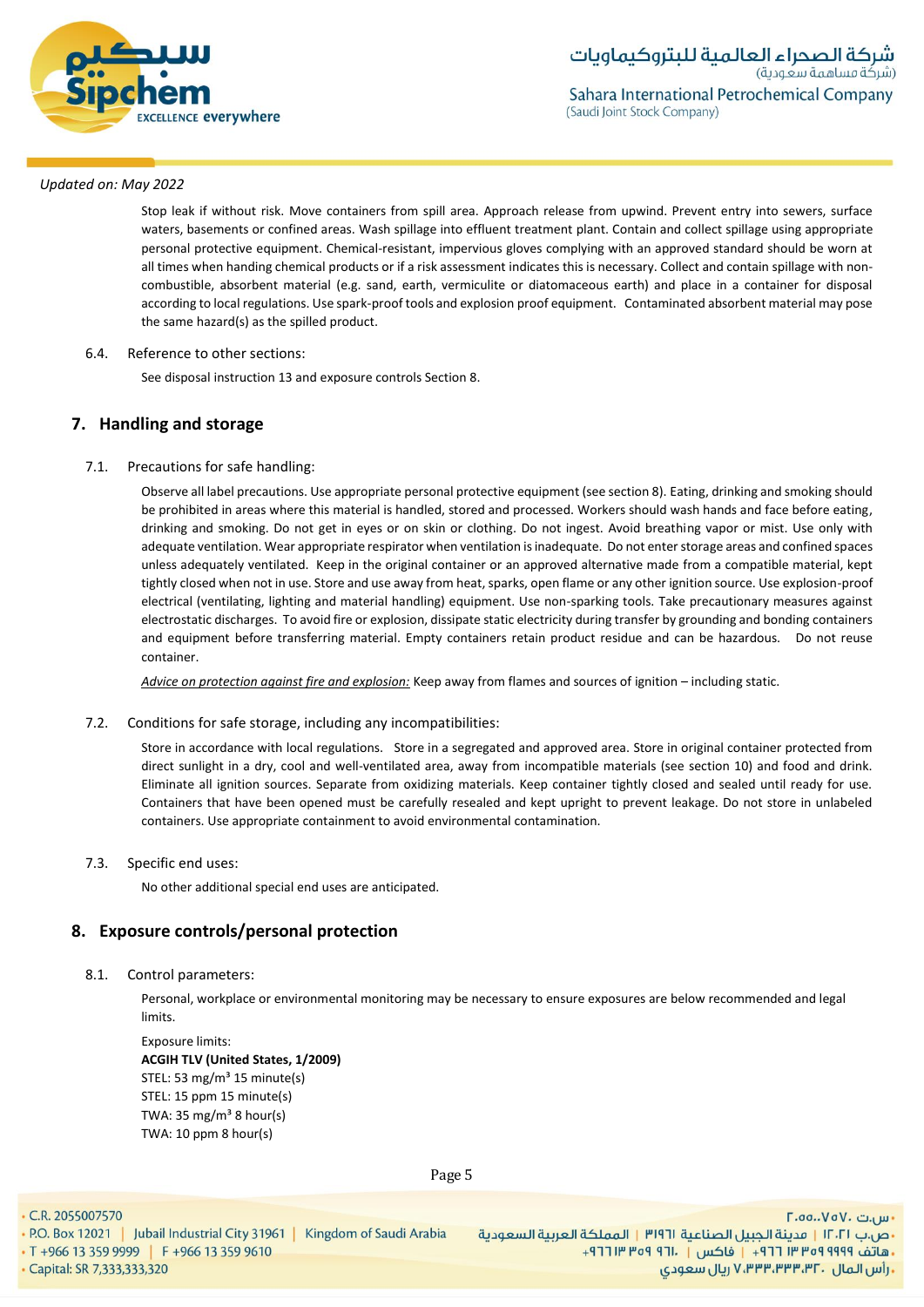Updated on: May 2022

Stop leak if without risk. Move containers from spill area. Approach release from upwind. Prevent entry into sewers, surface waters, basements or confined areas. Wash spillage into effluent treatment plant. Contain and collect spillage using appropriate personal protective equipment. Chemical-resistant, impervious gloves complying with an approved standard should be worn at all times when handing chemical products or if a risk assessment indicates this is necessary. Collect and contain spillage with non-combustible, absorbent material (e.g. sand, earth, vermiculite or diatomaceous earth) and place in a container for disposal according to local regulations. Use spark-proof tools and explosion proof equipment. Contaminated absorbent material may pose the same hazard(s) as the spilled product.

### 6.4. Reference to other sections:

See disposal instruction 13 and exposure controls Section 8.

## 7. Handling and storage

### 7.1. Precautions for safe handling:

Observe all label precautions. Use appropriate personal protective equipment (see section 8). Eating, drinking and smoking should be prohibited in areas where this material is handled, stored and processed. Workers should wash hands and face before eating, drinking and smoking. Do not get in eyes or on skin or clothing. Do not ingest. Avoid breathing vapor or mist. Use only with adequate ventilation. Wear appropriate respirator when ventilation is inadequate. Do not enter storage areas and confined spaces unless adequately ventilated. Keep in the original container or an approved alternative made from a compatible material, kept tightly closed when not in use. Store and use away from heat, sparks, open flame or any other ignition source. Use explosion-proof electrical (ventilating, lighting and material handling) equipment. Use non-sparking tools. Take precautionary measures against electrostatic discharges. To avoid fire or explosion, dissipate static electricity during transfer by grounding and bonding containers and equipment before transferring material. Empty containers retain product residue and can be hazardous. Do not reuse container.

*Advice on protection against fire and explosion:* Keep away from flames and sources of ignition – including static.

### 7.2. Conditions for safe storage, including any incompatibilities:

Store in accordance with local regulations. Store in a segregated and approved area. Store in original container protected from direct sunlight in a dry, cool and well-ventilated area, away from incompatible materials (see section 10) and food and drink. Eliminate all ignition sources. Separate from oxidizing materials. Keep container tightly closed and sealed until ready for use. Containers that have been opened must be carefully resealed and kept upright to prevent leakage. Do not store in unlabeled containers. Use appropriate containment to avoid environmental contamination.

### 7.3. Specific end uses:

No other additional special end uses are anticipated.

## 8. Exposure controls/personal protection

### 8.1. Control parameters:

Personal, workplace or environmental monitoring may be necessary to ensure exposures are below recommended and legal limits.

Exposure limits:
**ACGIH TLV (United States, 1/2009)**
STEL: 53 mg/m³ 15 minute(s)
STEL: 15 ppm 15 minute(s)
TWA: 35 mg/m³ 8 hour(s)
TWA: 10 ppm 8 hour(s)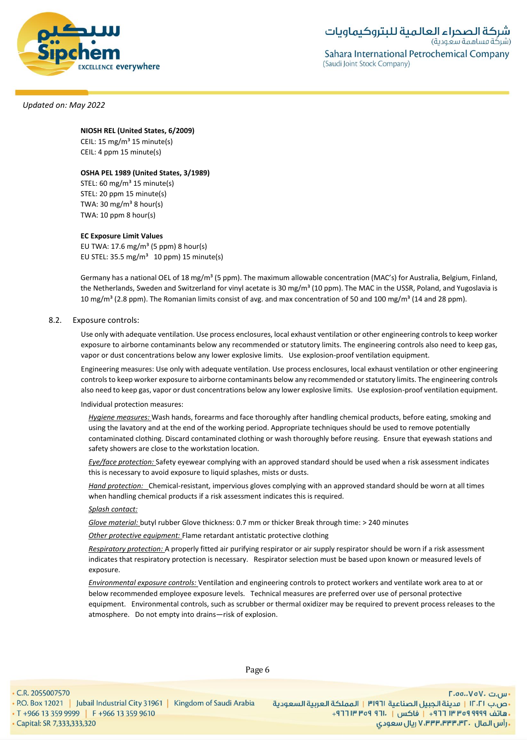Updated on: May 2022

**NIOSH REL (United States, 6/2009)**
CEIL: 15 mg/m³ 15 minute(s)
CEIL: 4 ppm 15 minute(s)

**OSHA PEL 1989 (United States, 3/1989)**
STEL: 60 mg/m³ 15 minute(s)
STEL: 20 ppm 15 minute(s)
TWA: 30 mg/m³ 8 hour(s)
TWA: 10 ppm 8 hour(s)

**EC Exposure Limit Values**
EU TWA: 17.6 mg/m³ (5 ppm) 8 hour(s)
EU STEL: 35.5 mg/m³ 10 ppm) 15 minute(s)

Germany has a national OEL of 18 mg/m³ (5 ppm). The maximum allowable concentration (MAC's) for Australia, Belgium, Finland, the Netherlands, Sweden and Switzerland for vinyl acetate is 30 mg/m³ (10 ppm). The MAC in the USSR, Poland, and Yugoslavia is 10 mg/m³ (2.8 ppm). The Romanian limits consist of avg. and max concentration of 50 and 100 mg/m³ (14 and 28 ppm).

8.2. Exposure controls:

Use only with adequate ventilation. Use process enclosures, local exhaust ventilation or other engineering controls to keep worker exposure to airborne contaminants below any recommended or statutory limits. The engineering controls also need to keep gas, vapor or dust concentrations below any lower explosive limits. Use explosion-proof ventilation equipment.

Engineering measures: Use only with adequate ventilation. Use process enclosures, local exhaust ventilation or other engineering controls to keep worker exposure to airborne contaminants below any recommended or statutory limits. The engineering controls also need to keep gas, vapor or dust concentrations below any lower explosive limits. Use explosion-proof ventilation equipment.

Individual protection measures:

*Hygiene measures:* Wash hands, forearms and face thoroughly after handling chemical products, before eating, smoking and using the lavatory and at the end of the working period. Appropriate techniques should be used to remove potentially contaminated clothing. Discard contaminated clothing or wash thoroughly before reusing. Ensure that eyewash stations and safety showers are close to the workstation location.

*Eye/face protection:* Safety eyewear complying with an approved standard should be used when a risk assessment indicates this is necessary to avoid exposure to liquid splashes, mists or dusts.

*Hand protection:* Chemical-resistant, impervious gloves complying with an approved standard should be worn at all times when handling chemical products if a risk assessment indicates this is required.

*Splash contact:*

*Glove material:* butyl rubber Glove thickness: 0.7 mm or thicker Break through time: > 240 minutes

*Other protective equipment:* Flame retardant antistatic protective clothing

*Respiratory protection:* A properly fitted air purifying respirator or air supply respirator should be worn if a risk assessment indicates that respiratory protection is necessary. Respirator selection must be based upon known or measured levels of exposure.

*Environmental exposure controls:* Ventilation and engineering controls to protect workers and ventilate work area to at or below recommended employee exposure levels. Technical measures are preferred over use of personal protective equipment. Environmental controls, such as scrubber or thermal oxidizer may be required to prevent process releases to the atmosphere. Do not empty into drains—risk of explosion.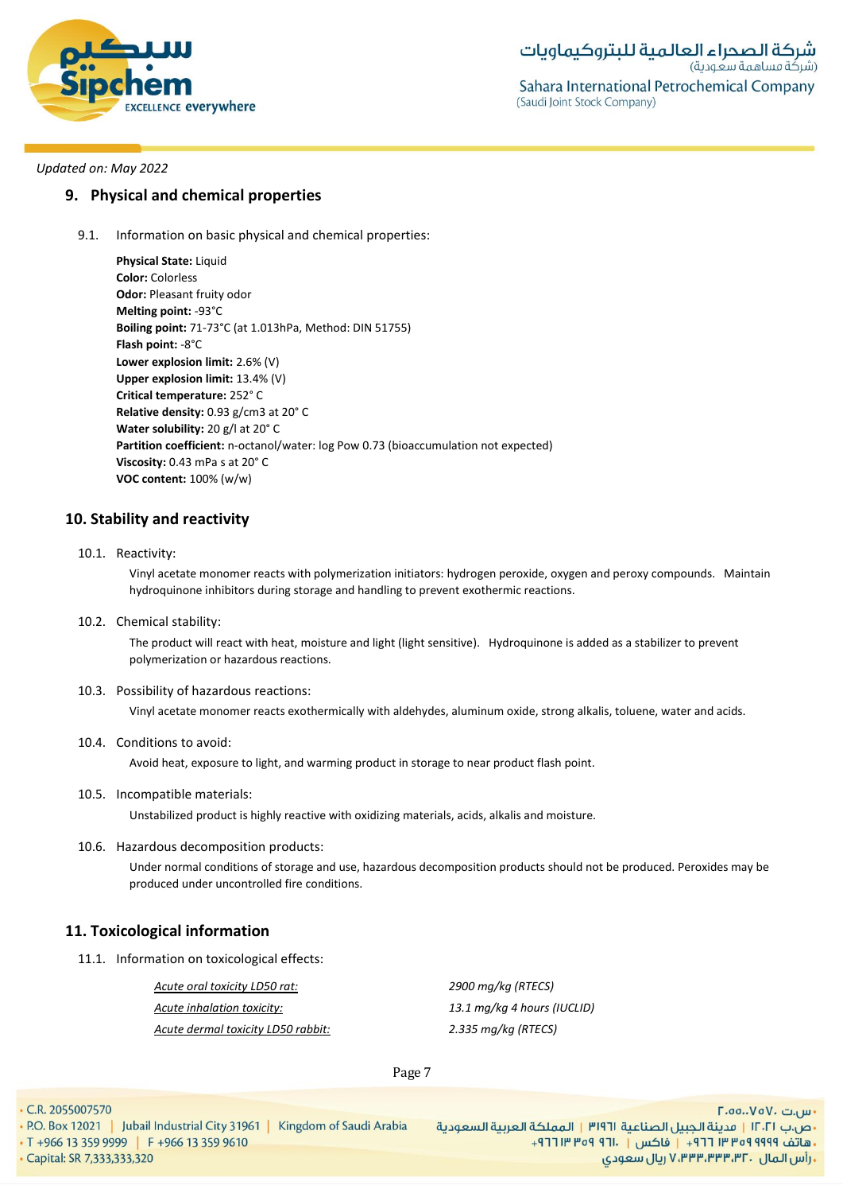*Updated on: May 2022*

## 9. Physical and chemical properties

9.1. Information on basic physical and chemical properties:

**Physical State:** Liquid
**Color:** Colorless
**Odor:** Pleasant fruity odor
**Melting point:** -93°C
**Boiling point:** 71-73°C (at 1.013hPa, Method: DIN 51755)
**Flash point:** -8°C
**Lower explosion limit:** 2.6% (V)
**Upper explosion limit:** 13.4% (V)
**Critical temperature:** 252° C
**Relative density:** 0.93 g/cm3 at 20° C
**Water solubility:** 20 g/l at 20° C
**Partition coefficient:** n-octanol/water: log Pow 0.73 (bioaccumulation not expected)
**Viscosity:** 0.43 mPa s at 20° C
**VOC content:** 100% (w/w)

## 10. Stability and reactivity

10.1. Reactivity:

Vinyl acetate monomer reacts with polymerization initiators: hydrogen peroxide, oxygen and peroxy compounds. Maintain hydroquinone inhibitors during storage and handling to prevent exothermic reactions.

10.2. Chemical stability:

The product will react with heat, moisture and light (light sensitive). Hydroquinone is added as a stabilizer to prevent polymerization or hazardous reactions.

10.3. Possibility of hazardous reactions:

Vinyl acetate monomer reacts exothermically with aldehydes, aluminum oxide, strong alkalis, toluene, water and acids.

10.4. Conditions to avoid:

Avoid heat, exposure to light, and warming product in storage to near product flash point.

10.5. Incompatible materials:

Unstabilized product is highly reactive with oxidizing materials, acids, alkalis and moisture.

10.6. Hazardous decomposition products:

Under normal conditions of storage and use, hazardous decomposition products should not be produced. Peroxides may be produced under uncontrolled fire conditions.

## 11. Toxicological information

11.1. Information on toxicological effects:

| | |
|---|---|
| Acute oral toxicity LD50 rat: | *2900 mg/kg (RTECS)* |
| Acute inhalation toxicity: | *13.1 mg/kg 4 hours (IUCLID)* |
| Acute dermal toxicity LD50 rabbit: | *2.335 mg/kg (RTECS)* |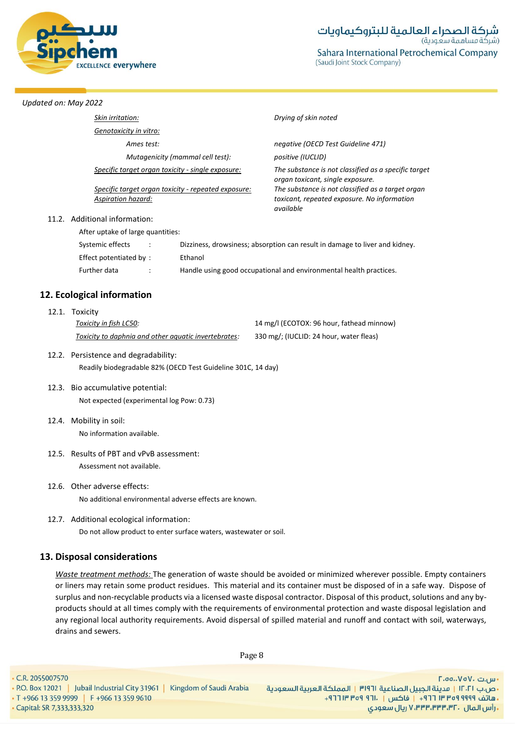Updated on: May 2022

| | |
|---|---|
| *Skin irritation:* | *Drying of skin noted* |
| *Genotoxicity in vitro:* | |
| *Ames test:* | *negative (OECD Test Guideline 471)* |
| *Mutagenicity (mammal cell test):* | *positive (IUCLID)* |
| *Specific target organ toxicity - single exposure:* | *The substance is not classified as a specific target organ toxicant, single exposure.* |
| *Specific target organ toxicity - repeated exposure:* | *The substance is not classified as a target organ toxicant, repeated exposure.* |
| *Aspiration hazard:* | *No information available* |

11.2. Additional information:

After uptake of large quantities:

| | | |
|---|---|---|
| Systemic effects | : | Dizziness, drowsiness; absorption can result in damage to liver and kidney. |
| Effect potentiated by | : | Ethanol |
| Further data | : | Handle using good occupational and environmental health practices. |

## 12. Ecological information

12.1. Toxicity

| | |
|---|---|
| *Toxicity in fish LC50:* | 14 mg/l (ECOTOX: 96 hour, fathead minnow) |
| *Toxicity to daphnia and other aquatic invertebrates:* | 330 mg/; (IUCLID: 24 hour, water fleas) |

12.2. Persistence and degradability:

Readily biodegradable 82% (OECD Test Guideline 301C, 14 day)

12.3. Bio accumulative potential:

Not expected (experimental log Pow: 0.73)

12.4. Mobility in soil:

No information available.

12.5. Results of PBT and vPvB assessment:

Assessment not available.

12.6. Other adverse effects:

No additional environmental adverse effects are known.

12.7. Additional ecological information:

Do not allow product to enter surface waters, wastewater or soil.

## 13. Disposal considerations

*Waste treatment methods:* The generation of waste should be avoided or minimized wherever possible. Empty containers or liners may retain some product residues. This material and its container must be disposed of in a safe way. Dispose of surplus and non-recyclable products via a licensed waste disposal contractor. Disposal of this product, solutions and any by-products should at all times comply with the requirements of environmental protection and waste disposal legislation and any regional local authority requirements. Avoid dispersal of spilled material and runoff and contact with soil, waterways, drains and sewers.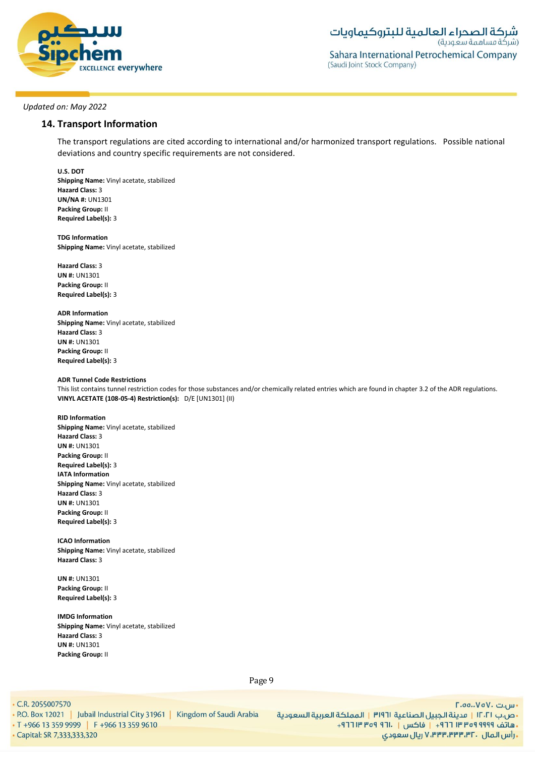*Updated on: May 2022*

## 14. Transport Information

The transport regulations are cited according to international and/or harmonized transport regulations. Possible national deviations and country specific requirements are not considered.

**U.S. DOT**
**Shipping Name:** Vinyl acetate, stabilized
**Hazard Class:** 3
**UN/NA #:** UN1301
**Packing Group:** II
**Required Label(s):** 3

**TDG Information**
**Shipping Name:** Vinyl acetate, stabilized

**Hazard Class:** 3
**UN #:** UN1301
**Packing Group:** II
**Required Label(s):** 3

**ADR Information**
**Shipping Name:** Vinyl acetate, stabilized
**Hazard Class:** 3
**UN #:** UN1301
**Packing Group:** II
**Required Label(s):** 3

**ADR Tunnel Code Restrictions**
This list contains tunnel restriction codes for those substances and/or chemically related entries which are found in chapter 3.2 of the ADR regulations.
**VINYL ACETATE (108-05-4) Restriction(s):** D/E [UN1301] (II)

**RID Information**
**Shipping Name:** Vinyl acetate, stabilized
**Hazard Class:** 3
**UN #:** UN1301
**Packing Group:** II
**Required Label(s):** 3

**IATA Information**
**Shipping Name:** Vinyl acetate, stabilized
**Hazard Class:** 3
**UN #:** UN1301
**Packing Group:** II
**Required Label(s):** 3

**ICAO Information**
**Shipping Name:** Vinyl acetate, stabilized
**Hazard Class:** 3

**UN #:** UN1301
**Packing Group:** II
**Required Label(s):** 3

**IMDG Information**
**Shipping Name:** Vinyl acetate, stabilized
**Hazard Class:** 3
**UN #:** UN1301
**Packing Group:** II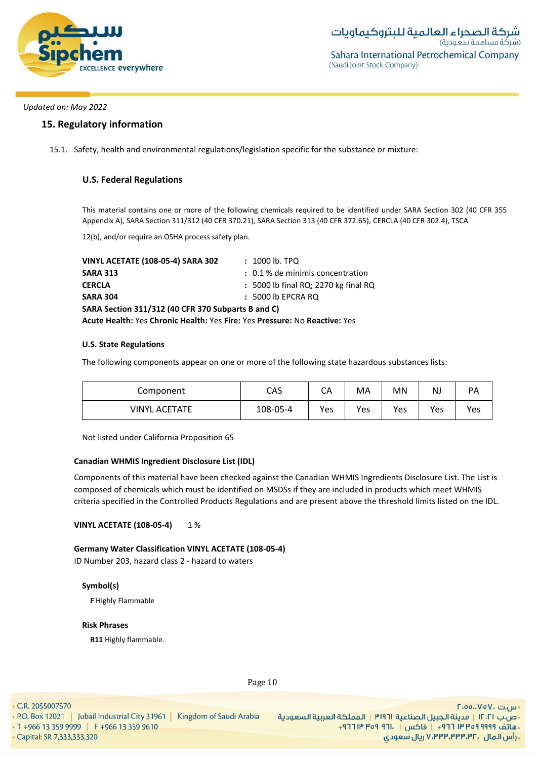*Updated on: May 2022*

## 15. Regulatory information

15.1. Safety, health and environmental regulations/legislation specific for the substance or mixture:

### U.S. Federal Regulations

This material contains one or more of the following chemicals required to be identified under SARA Section 302 (40 CFR 355 Appendix A), SARA Section 311/312 (40 CFR 370.21), SARA Section 313 (40 CFR 372.65), CERCLA (40 CFR 302.4), TSCA 12(b), and/or require an OSHA process safety plan.

**VINYL ACETATE (108-05-4) SARA 302** : 1000 lb. TPQ
**SARA 313** : 0.1 % de minimis concentration
**CERCLA** : 5000 lb final RQ; 2270 kg final RQ
**SARA 304** : 5000 lb EPCRA RQ
**SARA Section 311/312 (40 CFR 370 Subparts B and C)**
**Acute Health:** Yes **Chronic Health:** Yes **Fire:** Yes **Pressure:** No **Reactive:** Yes

**U.S. State Regulations**

The following components appear on one or more of the following state hazardous substances lists:

| Component | CAS | CA | MA | MN | NJ | PA |
|---|---|---|---|---|---|---|
| VINYL ACETATE | 108-05-4 | Yes | Yes | Yes | Yes | Yes |

Not listed under California Proposition 65

**Canadian WHMIS Ingredient Disclosure List (IDL)**

Components of this material have been checked against the Canadian WHMIS Ingredients Disclosure List. The List is composed of chemicals which must be identified on MSDSs if they are included in products which meet WHMIS criteria specified in the Controlled Products Regulations and are present above the threshold limits listed on the IDL.

**VINYL ACETATE (108-05-4)** 1 %

**Germany Water Classification VINYL ACETATE (108-05-4)**
ID Number 203, hazard class 2 - hazard to waters

**Symbol(s)**

**F** Highly Flammable

**Risk Phrases**

**R11** Highly flammable.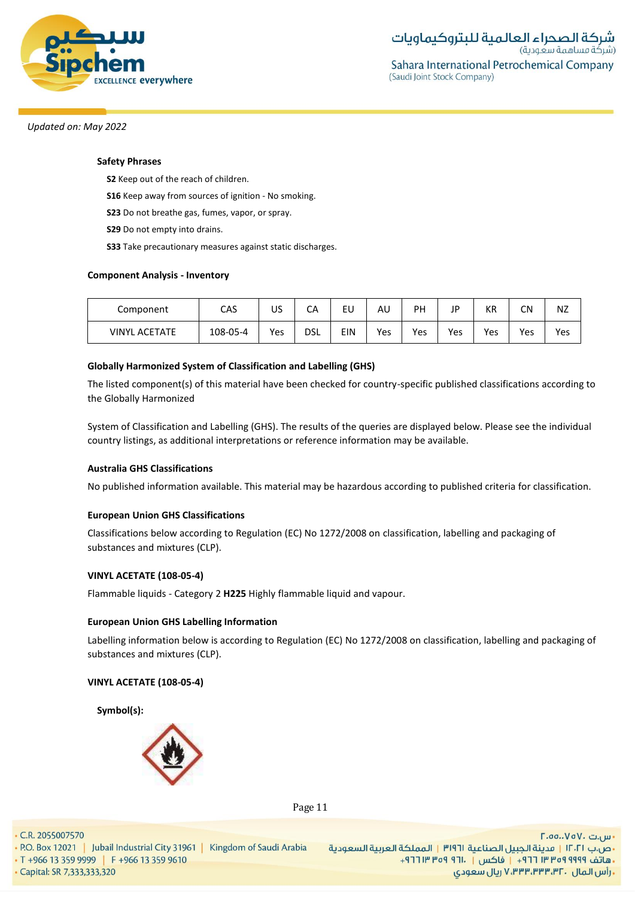Updated on: May 2022

**Safety Phrases**

**S2** Keep out of the reach of children.

**S16** Keep away from sources of ignition - No smoking.

**S23** Do not breathe gas, fumes, vapor, or spray.

**S29** Do not empty into drains.

**S33** Take precautionary measures against static discharges.

**Component Analysis - Inventory**

| Component | CAS | US | CA | EU | AU | PH | JP | KR | CN | NZ |
|---|---|---|---|---|---|---|---|---|---|---|
| VINYL ACETATE | 108-05-4 | Yes | DSL | EIN | Yes | Yes | Yes | Yes | Yes | Yes |

**Globally Harmonized System of Classification and Labelling (GHS)**

The listed component(s) of this material have been checked for country-specific published classifications according to the Globally Harmonized

System of Classification and Labelling (GHS). The results of the queries are displayed below. Please see the individual country listings, as additional interpretations or reference information may be available.

**Australia GHS Classifications**

No published information available. This material may be hazardous according to published criteria for classification.

**European Union GHS Classifications**

Classifications below according to Regulation (EC) No 1272/2008 on classification, labelling and packaging of substances and mixtures (CLP).

**VINYL ACETATE (108-05-4)**

Flammable liquids - Category 2 **H225** Highly flammable liquid and vapour.

**European Union GHS Labelling Information**

Labelling information below is according to Regulation (EC) No 1272/2008 on classification, labelling and packaging of substances and mixtures (CLP).

**VINYL ACETATE (108-05-4)**

**Symbol(s):**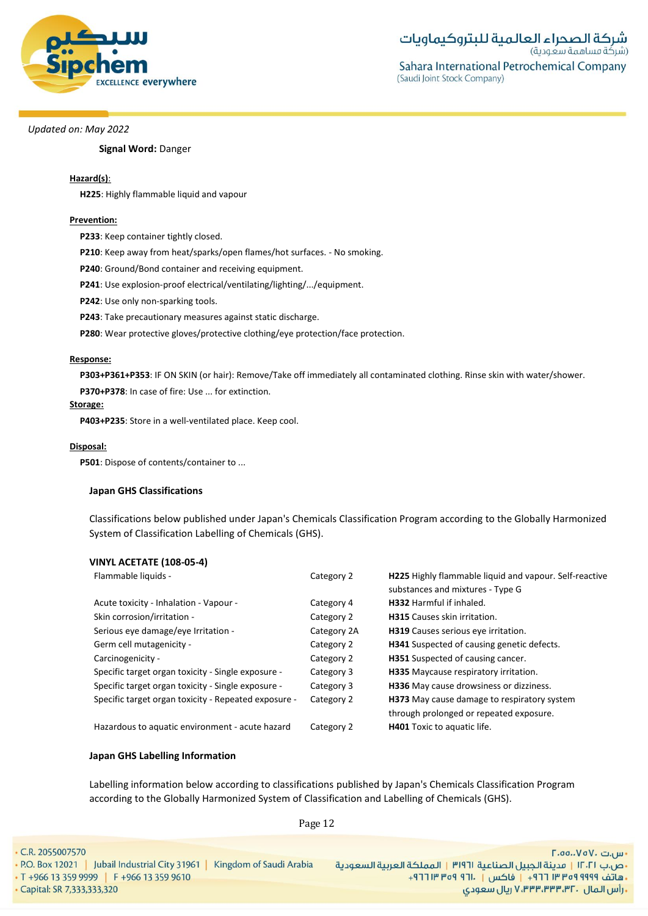*Updated on: May 2022*

**Signal Word:** Danger

**Hazard(s):**

**H225**: Highly flammable liquid and vapour

**Prevention:**

**P233**: Keep container tightly closed.

**P210**: Keep away from heat/sparks/open flames/hot surfaces. - No smoking.

**P240**: Ground/Bond container and receiving equipment.

**P241**: Use explosion-proof electrical/ventilating/lighting/.../equipment.

**P242**: Use only non-sparking tools.

**P243**: Take precautionary measures against static discharge.

**P280**: Wear protective gloves/protective clothing/eye protection/face protection.

**Response:**

**P303+P361+P353**: IF ON SKIN (or hair): Remove/Take off immediately all contaminated clothing. Rinse skin with water/shower.

**P370+P378**: In case of fire: Use ... for extinction.

**Storage:**

**P403+P235**: Store in a well-ventilated place. Keep cool.

**Disposal:**

**P501**: Dispose of contents/container to ...

**Japan GHS Classifications**

Classifications below published under Japan's Chemicals Classification Program according to the Globally Harmonized System of Classification Labelling of Chemicals (GHS).

**VINYL ACETATE (108-05-4)**

| | | |
|---|---|---|
| Flammable liquids - | Category 2 | **H225** Highly flammable liquid and vapour. Self-reactive substances and mixtures - Type G |
| Acute toxicity - Inhalation - Vapour - | Category 4 | **H332** Harmful if inhaled. |
| Skin corrosion/irritation - | Category 2 | **H315** Causes skin irritation. |
| Serious eye damage/eye Irritation - | Category 2A | **H319** Causes serious eye irritation. |
| Germ cell mutagenicity - | Category 2 | **H341** Suspected of causing genetic defects. |
| Carcinogenicity - | Category 2 | **H351** Suspected of causing cancer. |
| Specific target organ toxicity - Single exposure - | Category 3 | **H335** Maycause respiratory irritation. |
| Specific target organ toxicity - Single exposure - | Category 3 | **H336** May cause drowsiness or dizziness. |
| Specific target organ toxicity - Repeated exposure - | Category 2 | **H373** May cause damage to respiratory system through prolonged or repeated exposure. |
| Hazardous to aquatic environment - acute hazard | Category 2 | **H401** Toxic to aquatic life. |

**Japan GHS Labelling Information**

Labelling information below according to classifications published by Japan's Chemicals Classification Program according to the Globally Harmonized System of Classification and Labelling of Chemicals (GHS).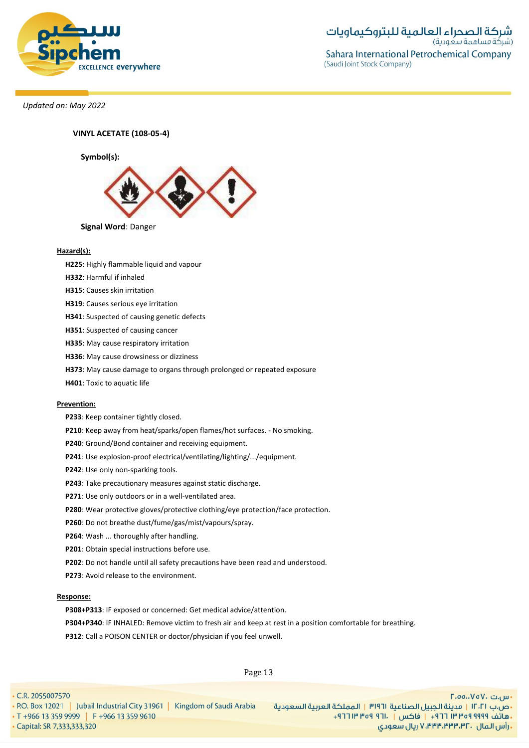*Updated on: May 2022*

**VINYL ACETATE (108-05-4)**

**Symbol(s):**

**Signal Word**: Danger

**Hazard(s):**

**H225**: Highly flammable liquid and vapour
**H332**: Harmful if inhaled
**H315**: Causes skin irritation
**H319**: Causes serious eye irritation
**H341**: Suspected of causing genetic defects
**H351**: Suspected of causing cancer
**H335**: May cause respiratory irritation
**H336**: May cause drowsiness or dizziness
**H373**: May cause damage to organs through prolonged or repeated exposure
**H401**: Toxic to aquatic life

**Prevention:**

**P233**: Keep container tightly closed.
**P210**: Keep away from heat/sparks/open flames/hot surfaces. - No smoking.
**P240**: Ground/Bond container and receiving equipment.
**P241**: Use explosion-proof electrical/ventilating/lighting/.../equipment.
**P242**: Use only non-sparking tools.
**P243**: Take precautionary measures against static discharge.
**P271**: Use only outdoors or in a well-ventilated area.
**P280**: Wear protective gloves/protective clothing/eye protection/face protection.
**P260**: Do not breathe dust/fume/gas/mist/vapours/spray.
**P264**: Wash ... thoroughly after handling.
**P201**: Obtain special instructions before use.
**P202**: Do not handle until all safety precautions have been read and understood.
**P273**: Avoid release to the environment.

**Response:**

**P308+P313**: IF exposed or concerned: Get medical advice/attention.
**P304+P340**: IF INHALED: Remove victim to fresh air and keep at rest in a position comfortable for breathing.
**P312**: Call a POISON CENTER or doctor/physician if you feel unwell.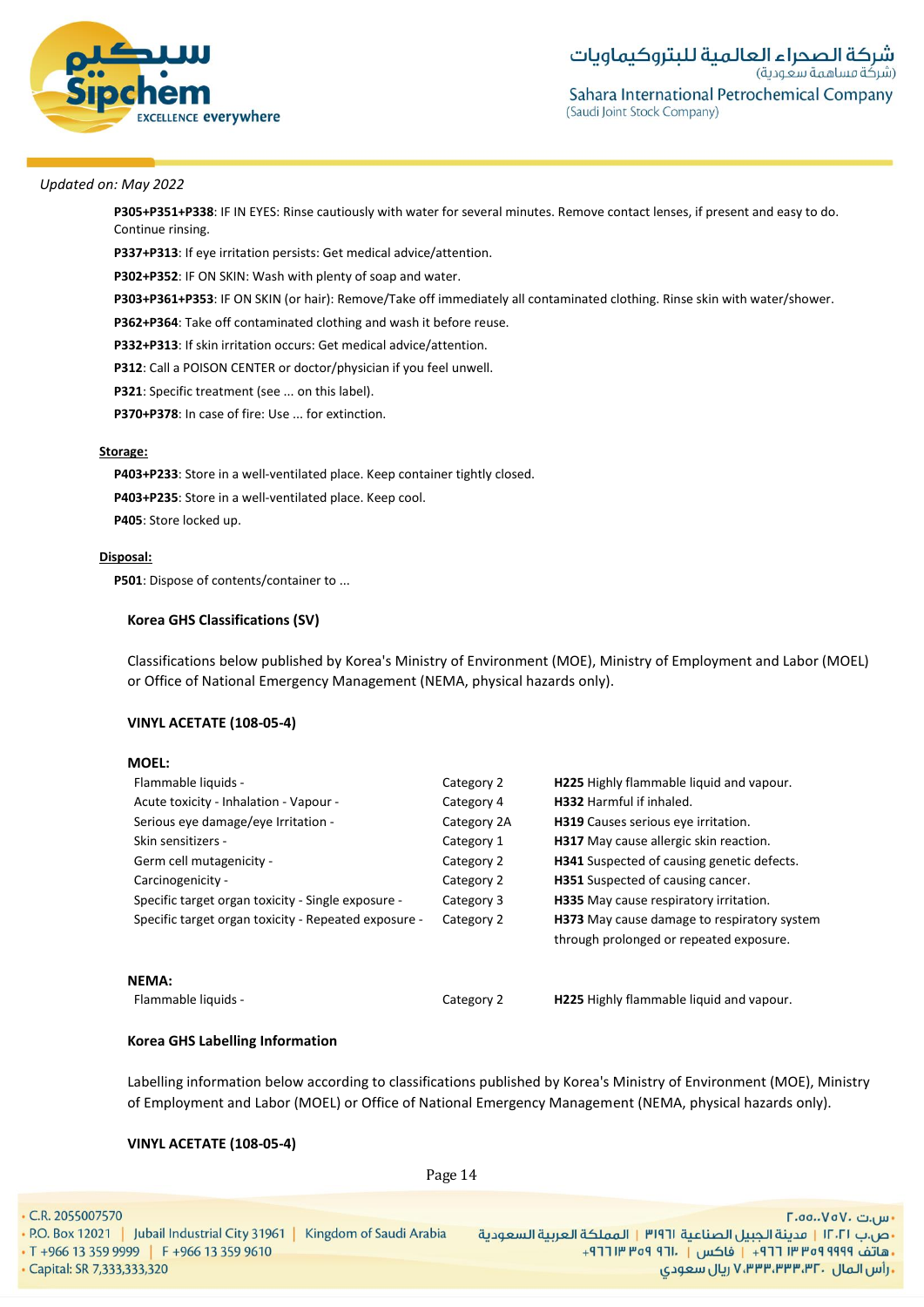*Updated on: May 2022*

**P305+P351+P338**: IF IN EYES: Rinse cautiously with water for several minutes. Remove contact lenses, if present and easy to do. Continue rinsing.

**P337+P313**: If eye irritation persists: Get medical advice/attention.

**P302+P352**: IF ON SKIN: Wash with plenty of soap and water.

**P303+P361+P353**: IF ON SKIN (or hair): Remove/Take off immediately all contaminated clothing. Rinse skin with water/shower.

**P362+P364**: Take off contaminated clothing and wash it before reuse.

**P332+P313**: If skin irritation occurs: Get medical advice/attention.

**P312**: Call a POISON CENTER or doctor/physician if you feel unwell.

**P321**: Specific treatment (see ... on this label).

**P370+P378**: In case of fire: Use ... for extinction.

**Storage:**

**P403+P233**: Store in a well-ventilated place. Keep container tightly closed.

**P403+P235**: Store in a well-ventilated place. Keep cool.

**P405**: Store locked up.

**Disposal:**

**P501**: Dispose of contents/container to ...

**Korea GHS Classifications (SV)**

Classifications below published by Korea's Ministry of Environment (MOE), Ministry of Employment and Labor (MOEL) or Office of National Emergency Management (NEMA, physical hazards only).

**VINYL ACETATE (108-05-4)**

**MOEL:**

| | | |
|---|---|---|
| Flammable liquids - | Category 2 | **H225** Highly flammable liquid and vapour. |
| Acute toxicity - Inhalation - Vapour - | Category 4 | **H332** Harmful if inhaled. |
| Serious eye damage/eye Irritation - | Category 2A | **H319** Causes serious eye irritation. |
| Skin sensitizers - | Category 1 | **H317** May cause allergic skin reaction. |
| Germ cell mutagenicity - | Category 2 | **H341** Suspected of causing genetic defects. |
| Carcinogenicity - | Category 2 | **H351** Suspected of causing cancer. |
| Specific target organ toxicity - Single exposure - | Category 3 | **H335** May cause respiratory irritation. |
| Specific target organ toxicity - Repeated exposure - | Category 2 | **H373** May cause damage to respiratory system through prolonged or repeated exposure. |

**NEMA:**

| | | |
|---|---|---|
| Flammable liquids - | Category 2 | **H225** Highly flammable liquid and vapour. |

**Korea GHS Labelling Information**

Labelling information below according to classifications published by Korea's Ministry of Environment (MOE), Ministry of Employment and Labor (MOEL) or Office of National Emergency Management (NEMA, physical hazards only).

**VINYL ACETATE (108-05-4)**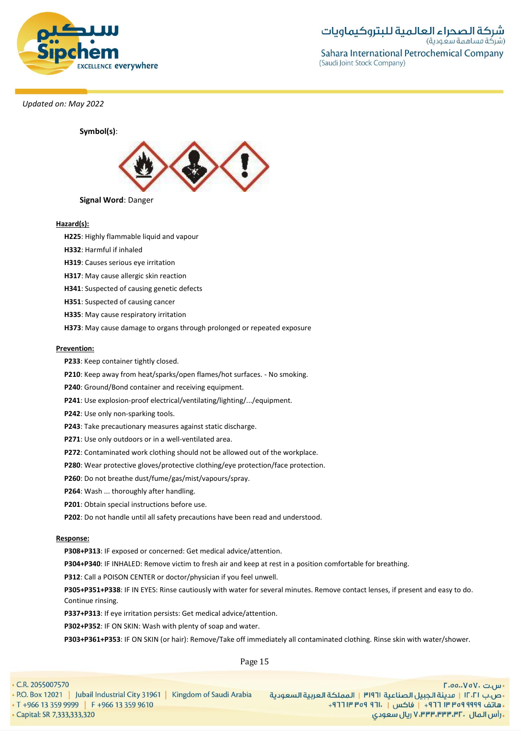*Updated on: May 2022*

**Symbol(s)**:

**Signal Word**: Danger

**Hazard(s):**

**H225**: Highly flammable liquid and vapour

**H332**: Harmful if inhaled

**H319**: Causes serious eye irritation

**H317**: May cause allergic skin reaction

**H341**: Suspected of causing genetic defects

**H351**: Suspected of causing cancer

**H335**: May cause respiratory irritation

**H373**: May cause damage to organs through prolonged or repeated exposure

**Prevention:**

**P233**: Keep container tightly closed.

**P210**: Keep away from heat/sparks/open flames/hot surfaces. - No smoking.

**P240**: Ground/Bond container and receiving equipment.

**P241**: Use explosion-proof electrical/ventilating/lighting/.../equipment.

**P242**: Use only non-sparking tools.

**P243**: Take precautionary measures against static discharge.

**P271**: Use only outdoors or in a well-ventilated area.

**P272**: Contaminated work clothing should not be allowed out of the workplace.

**P280**: Wear protective gloves/protective clothing/eye protection/face protection.

**P260**: Do not breathe dust/fume/gas/mist/vapours/spray.

**P264**: Wash ... thoroughly after handling.

**P201**: Obtain special instructions before use.

**P202**: Do not handle until all safety precautions have been read and understood.

**Response:**

**P308+P313**: IF exposed or concerned: Get medical advice/attention.

**P304+P340**: IF INHALED: Remove victim to fresh air and keep at rest in a position comfortable for breathing.

**P312**: Call a POISON CENTER or doctor/physician if you feel unwell.

**P305+P351+P338**: IF IN EYES: Rinse cautiously with water for several minutes. Remove contact lenses, if present and easy to do. Continue rinsing.

**P337+P313**: If eye irritation persists: Get medical advice/attention.

**P302+P352**: IF ON SKIN: Wash with plenty of soap and water.

**P303+P361+P353**: IF ON SKIN (or hair): Remove/Take off immediately all contaminated clothing. Rinse skin with water/shower.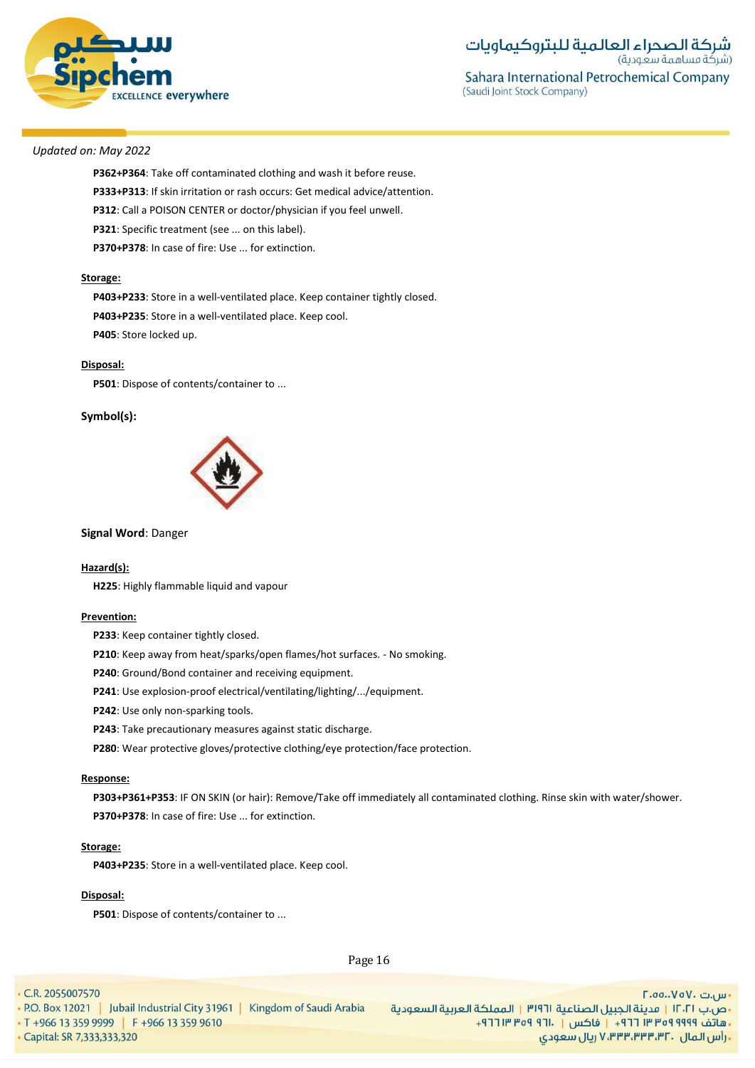*Updated on: May 2022*

**P362+P364**: Take off contaminated clothing and wash it before reuse.

**P333+P313**: If skin irritation or rash occurs: Get medical advice/attention.

**P312**: Call a POISON CENTER or doctor/physician if you feel unwell.

**P321**: Specific treatment (see ... on this label).

**P370+P378**: In case of fire: Use ... for extinction.

**Storage:**

**P403+P233**: Store in a well-ventilated place. Keep container tightly closed.

**P403+P235**: Store in a well-ventilated place. Keep cool.

**P405**: Store locked up.

**Disposal:**

**P501**: Dispose of contents/container to ...

**Symbol(s):**

**Signal Word**: Danger

**Hazard(s):**

**H225**: Highly flammable liquid and vapour

**Prevention:**

**P233**: Keep container tightly closed.

**P210**: Keep away from heat/sparks/open flames/hot surfaces. - No smoking.

**P240**: Ground/Bond container and receiving equipment.

**P241**: Use explosion-proof electrical/ventilating/lighting/.../equipment.

**P242**: Use only non-sparking tools.

**P243**: Take precautionary measures against static discharge.

**P280**: Wear protective gloves/protective clothing/eye protection/face protection.

**Response:**

**P303+P361+P353**: IF ON SKIN (or hair): Remove/Take off immediately all contaminated clothing. Rinse skin with water/shower.

**P370+P378**: In case of fire: Use ... for extinction.

**Storage:**

**P403+P235**: Store in a well-ventilated place. Keep cool.

**Disposal:**

**P501**: Dispose of contents/container to ...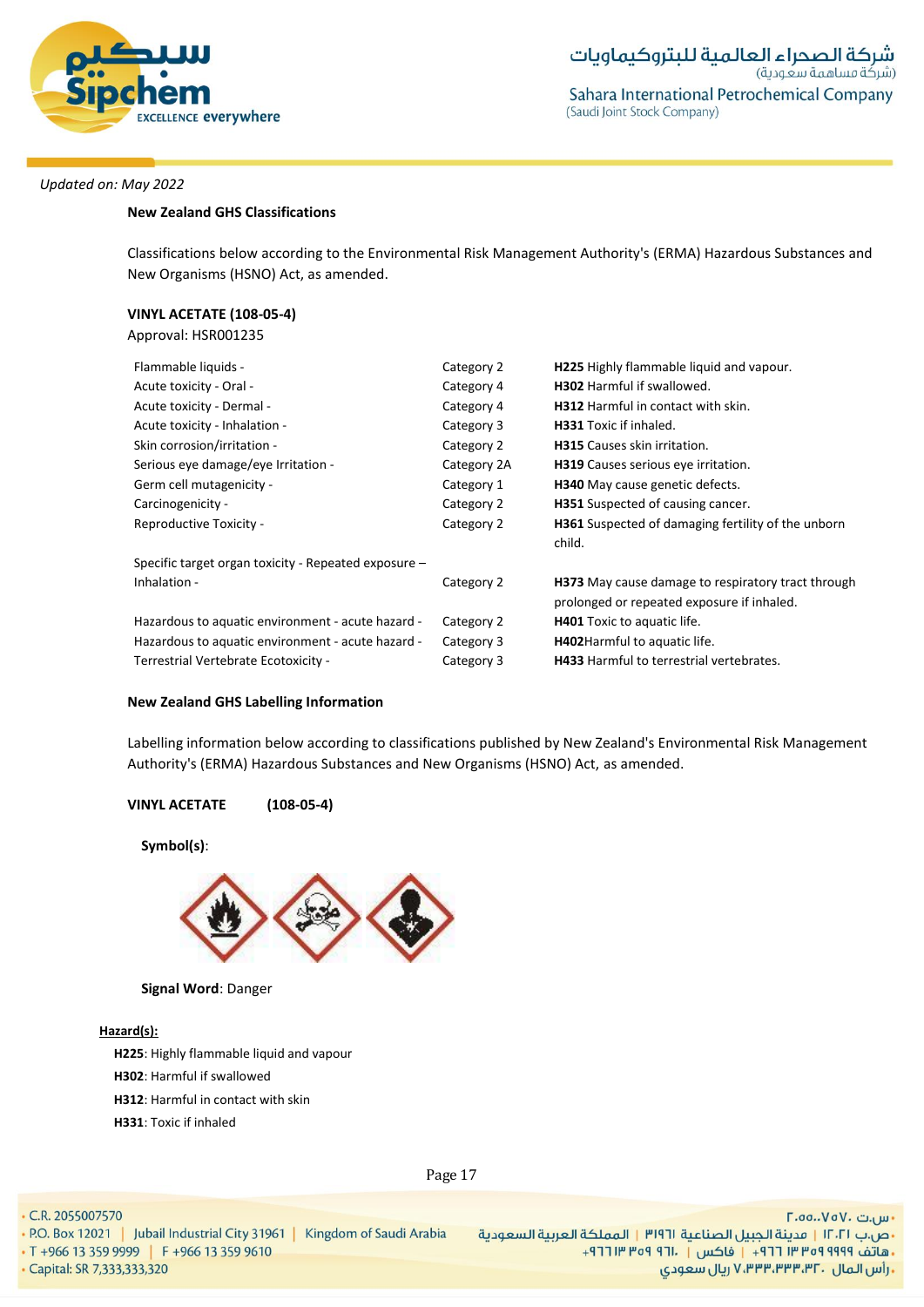*Updated on: May 2022*

**New Zealand GHS Classifications**

Classifications below according to the Environmental Risk Management Authority's (ERMA) Hazardous Substances and New Organisms (HSNO) Act, as amended.

**VINYL ACETATE (108-05-4)**
Approval: HSR001235

| | | |
|---|---|---|
| Flammable liquids - | Category 2 | **H225** Highly flammable liquid and vapour. |
| Acute toxicity - Oral - | Category 4 | **H302** Harmful if swallowed. |
| Acute toxicity - Dermal - | Category 4 | **H312** Harmful in contact with skin. |
| Acute toxicity - Inhalation - | Category 3 | **H331** Toxic if inhaled. |
| Skin corrosion/irritation - | Category 2 | **H315** Causes skin irritation. |
| Serious eye damage/eye Irritation - | Category 2A | **H319** Causes serious eye irritation. |
| Germ cell mutagenicity - | Category 1 | **H340** May cause genetic defects. |
| Carcinogenicity - | Category 2 | **H351** Suspected of causing cancer. |
| Reproductive Toxicity - | Category 2 | **H361** Suspected of damaging fertility of the unborn child. |
| Specific target organ toxicity - Repeated exposure – Inhalation - | Category 2 | **H373** May cause damage to respiratory tract through prolonged or repeated exposure if inhaled. |
| Hazardous to aquatic environment - acute hazard - | Category 2 | **H401** Toxic to aquatic life. |
| Hazardous to aquatic environment - acute hazard - | Category 3 | **H402**Harmful to aquatic life. |
| Terrestrial Vertebrate Ecotoxicity - | Category 3 | **H433** Harmful to terrestrial vertebrates. |

**New Zealand GHS Labelling Information**

Labelling information below according to classifications published by New Zealand's Environmental Risk Management Authority's (ERMA) Hazardous Substances and New Organisms (HSNO) Act, as amended.

**VINYL ACETATE (108-05-4)**

**Symbol(s)**:

**Signal Word**: Danger

**Hazard(s):**

**H225**: Highly flammable liquid and vapour
**H302**: Harmful if swallowed
**H312**: Harmful in contact with skin
**H331**: Toxic if inhaled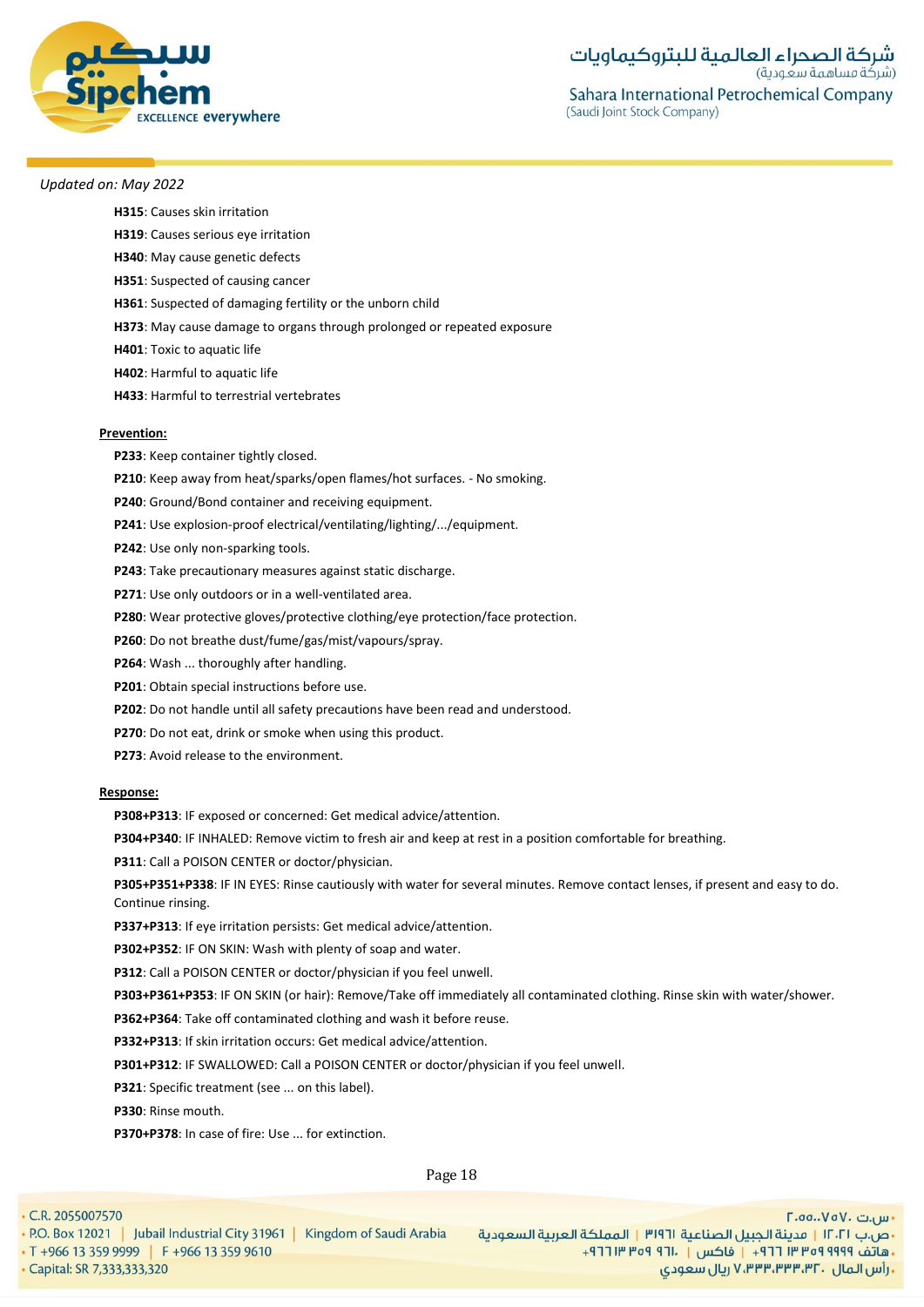*Updated on: May 2022*

**H315**: Causes skin irritation

**H319**: Causes serious eye irritation

**H340**: May cause genetic defects

**H351**: Suspected of causing cancer

**H361**: Suspected of damaging fertility or the unborn child

**H373**: May cause damage to organs through prolonged or repeated exposure

**H401**: Toxic to aquatic life

**H402**: Harmful to aquatic life

**H433**: Harmful to terrestrial vertebrates

**Prevention:**

**P233**: Keep container tightly closed.

**P210**: Keep away from heat/sparks/open flames/hot surfaces. - No smoking.

**P240**: Ground/Bond container and receiving equipment.

**P241**: Use explosion-proof electrical/ventilating/lighting/.../equipment.

**P242**: Use only non-sparking tools.

**P243**: Take precautionary measures against static discharge.

**P271**: Use only outdoors or in a well-ventilated area.

**P280**: Wear protective gloves/protective clothing/eye protection/face protection.

**P260**: Do not breathe dust/fume/gas/mist/vapours/spray.

**P264**: Wash ... thoroughly after handling.

**P201**: Obtain special instructions before use.

**P202**: Do not handle until all safety precautions have been read and understood.

**P270**: Do not eat, drink or smoke when using this product.

**P273**: Avoid release to the environment.

**Response:**

**P308+P313**: IF exposed or concerned: Get medical advice/attention.

**P304+P340**: IF INHALED: Remove victim to fresh air and keep at rest in a position comfortable for breathing.

**P311**: Call a POISON CENTER or doctor/physician.

**P305+P351+P338**: IF IN EYES: Rinse cautiously with water for several minutes. Remove contact lenses, if present and easy to do. Continue rinsing.

**P337+P313**: If eye irritation persists: Get medical advice/attention.

**P302+P352**: IF ON SKIN: Wash with plenty of soap and water.

**P312**: Call a POISON CENTER or doctor/physician if you feel unwell.

**P303+P361+P353**: IF ON SKIN (or hair): Remove/Take off immediately all contaminated clothing. Rinse skin with water/shower.

**P362+P364**: Take off contaminated clothing and wash it before reuse.

**P332+P313**: If skin irritation occurs: Get medical advice/attention.

**P301+P312**: IF SWALLOWED: Call a POISON CENTER or doctor/physician if you feel unwell.

**P321**: Specific treatment (see ... on this label).

**P330**: Rinse mouth.

**P370+P378**: In case of fire: Use ... for extinction.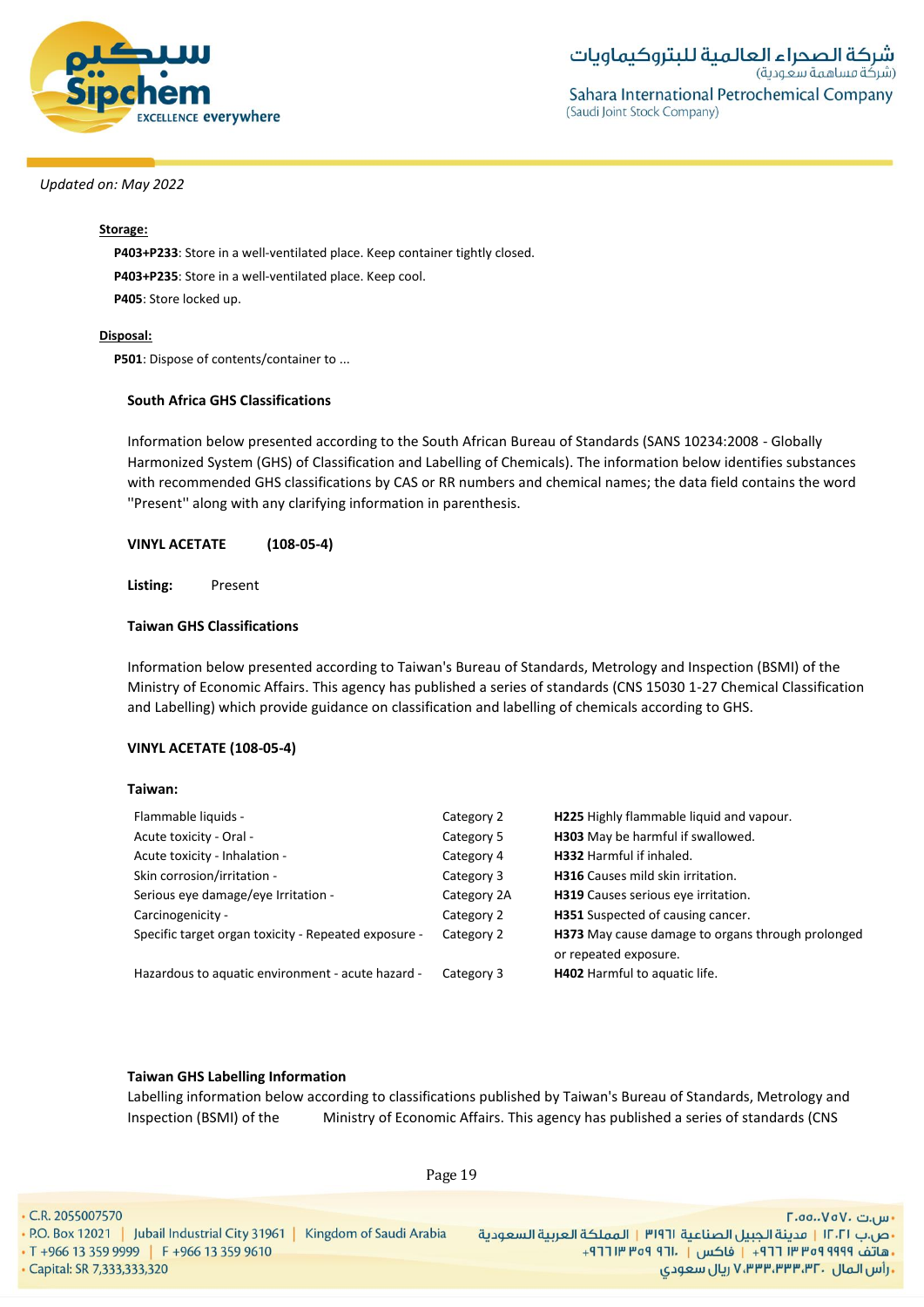Updated on: May 2022

**Storage:**

**P403+P233**: Store in a well-ventilated place. Keep container tightly closed.

**P403+P235**: Store in a well-ventilated place. Keep cool.

**P405**: Store locked up.

**Disposal:**

**P501**: Dispose of contents/container to ...

**South Africa GHS Classifications**

Information below presented according to the South African Bureau of Standards (SANS 10234:2008 - Globally Harmonized System (GHS) of Classification and Labelling of Chemicals). The information below identifies substances with recommended GHS classifications by CAS or RR numbers and chemical names; the data field contains the word ''Present'' along with any clarifying information in parenthesis.

**VINYL ACETATE (108-05-4)**

**Listing:** Present

**Taiwan GHS Classifications**

Information below presented according to Taiwan's Bureau of Standards, Metrology and Inspection (BSMI) of the Ministry of Economic Affairs. This agency has published a series of standards (CNS 15030 1-27 Chemical Classification and Labelling) which provide guidance on classification and labelling of chemicals according to GHS.

**VINYL ACETATE (108-05-4)**

**Taiwan:**

| | | |
|---|---|---|
| Flammable liquids - | Category 2 | **H225** Highly flammable liquid and vapour. |
| Acute toxicity - Oral - | Category 5 | **H303** May be harmful if swallowed. |
| Acute toxicity - Inhalation - | Category 4 | **H332** Harmful if inhaled. |
| Skin corrosion/irritation - | Category 3 | **H316** Causes mild skin irritation. |
| Serious eye damage/eye Irritation - | Category 2A | **H319** Causes serious eye irritation. |
| Carcinogenicity - | Category 2 | **H351** Suspected of causing cancer. |
| Specific target organ toxicity - Repeated exposure - | Category 2 | **H373** May cause damage to organs through prolonged or repeated exposure. |
| Hazardous to aquatic environment - acute hazard - | Category 3 | **H402** Harmful to aquatic life. |

**Taiwan GHS Labelling Information**

Labelling information below according to classifications published by Taiwan's Bureau of Standards, Metrology and Inspection (BSMI) of the Ministry of Economic Affairs. This agency has published a series of standards (CNS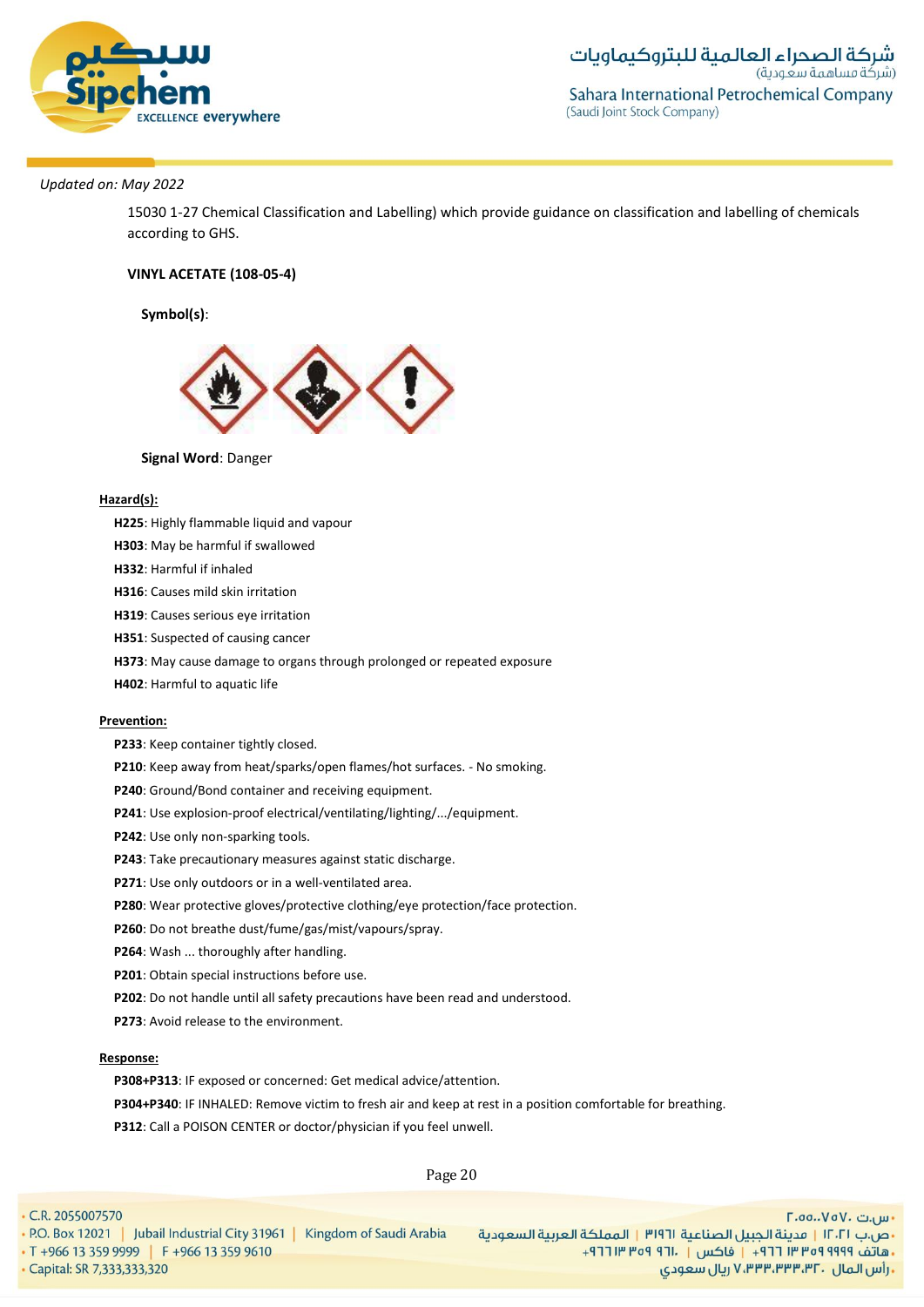*Updated on: May 2022*

15030 1-27 Chemical Classification and Labelling) which provide guidance on classification and labelling of chemicals according to GHS.

**VINYL ACETATE (108-05-4)**

**Symbol(s)**:

**Signal Word**: Danger

**Hazard(s):**

- **H225**: Highly flammable liquid and vapour
- **H303**: May be harmful if swallowed
- **H332**: Harmful if inhaled
- **H316**: Causes mild skin irritation
- **H319**: Causes serious eye irritation
- **H351**: Suspected of causing cancer
- **H373**: May cause damage to organs through prolonged or repeated exposure
- **H402**: Harmful to aquatic life

**Prevention:**

- **P233**: Keep container tightly closed.
- **P210**: Keep away from heat/sparks/open flames/hot surfaces. - No smoking.
- **P240**: Ground/Bond container and receiving equipment.
- **P241**: Use explosion-proof electrical/ventilating/lighting/.../equipment.
- **P242**: Use only non-sparking tools.
- **P243**: Take precautionary measures against static discharge.
- **P271**: Use only outdoors or in a well-ventilated area.
- **P280**: Wear protective gloves/protective clothing/eye protection/face protection.
- **P260**: Do not breathe dust/fume/gas/mist/vapours/spray.
- **P264**: Wash ... thoroughly after handling.
- **P201**: Obtain special instructions before use.
- **P202**: Do not handle until all safety precautions have been read and understood.
- **P273**: Avoid release to the environment.

**Response:**

- **P308+P313**: IF exposed or concerned: Get medical advice/attention.
- **P304+P340**: IF INHALED: Remove victim to fresh air and keep at rest in a position comfortable for breathing.
- **P312**: Call a POISON CENTER or doctor/physician if you feel unwell.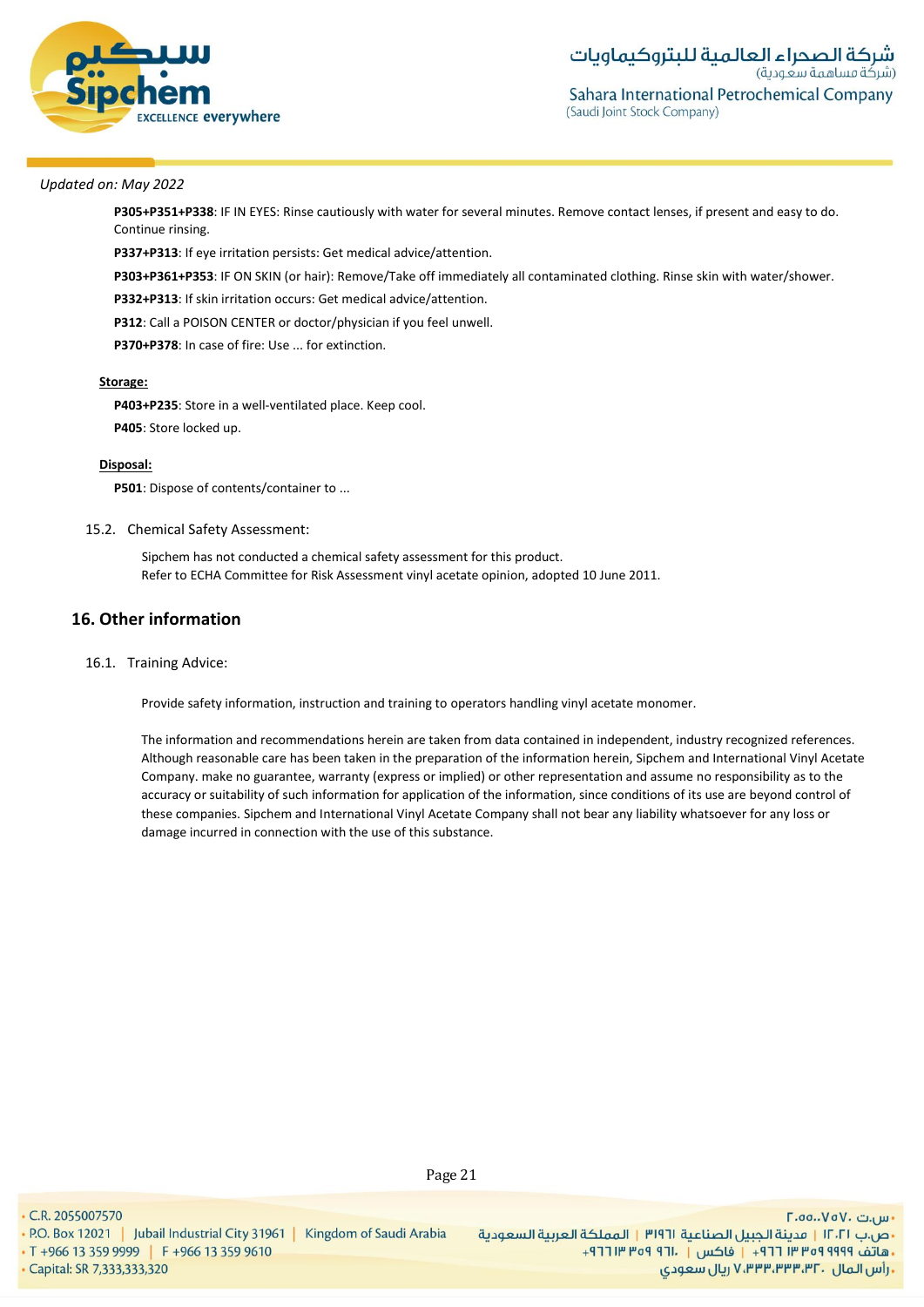*Updated on: May 2022*

**P305+P351+P338**: IF IN EYES: Rinse cautiously with water for several minutes. Remove contact lenses, if present and easy to do. Continue rinsing.

**P337+P313**: If eye irritation persists: Get medical advice/attention.

**P303+P361+P353**: IF ON SKIN (or hair): Remove/Take off immediately all contaminated clothing. Rinse skin with water/shower.

**P332+P313**: If skin irritation occurs: Get medical advice/attention.

**P312**: Call a POISON CENTER or doctor/physician if you feel unwell.

**P370+P378**: In case of fire: Use ... for extinction.

**Storage:**

**P403+P235**: Store in a well-ventilated place. Keep cool.

**P405**: Store locked up.

**Disposal:**

**P501**: Dispose of contents/container to ...

### 15.2. Chemical Safety Assessment:

Sipchem has not conducted a chemical safety assessment for this product.
Refer to ECHA Committee for Risk Assessment vinyl acetate opinion, adopted 10 June 2011.

## 16. Other information

### 16.1. Training Advice:

Provide safety information, instruction and training to operators handling vinyl acetate monomer.

The information and recommendations herein are taken from data contained in independent, industry recognized references. Although reasonable care has been taken in the preparation of the information herein, Sipchem and International Vinyl Acetate Company. make no guarantee, warranty (express or implied) or other representation and assume no responsibility as to the accuracy or suitability of such information for application of the information, since conditions of its use are beyond control of these companies. Sipchem and International Vinyl Acetate Company shall not bear any liability whatsoever for any loss or damage incurred in connection with the use of this substance.